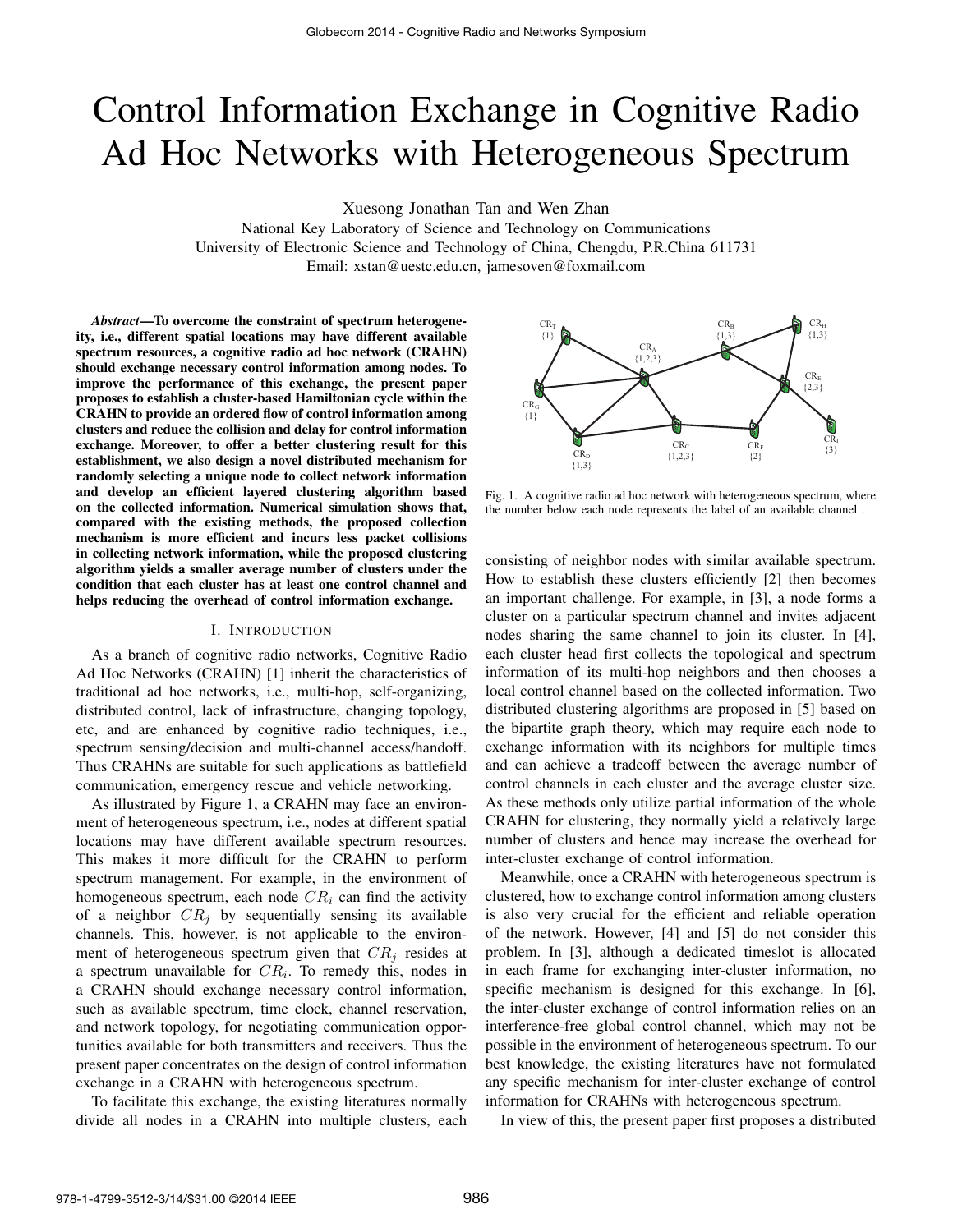# Control Information Exchange in Cognitive Radio Ad Hoc Networks with Heterogeneous Spectrum

Xuesong Jonathan Tan and Wen Zhan

National Key Laboratory of Science and Technology on Communications
University of Electronic Science and Technology of China, Chengdu, P.R.China 611731
Email: xstan@uestc.edu.cn, jamesoven@foxmail.com

***Abstract*—To overcome the constraint of spectrum heterogeneity, i.e., different spatial locations may have different available spectrum resources, a cognitive radio ad hoc network (CRAHN) should exchange necessary control information among nodes. To improve the performance of this exchange, the present paper proposes to establish a cluster-based Hamiltonian cycle within the CRAHN to provide an ordered flow of control information among clusters and reduce the collision and delay for control information exchange. Moreover, to offer a better clustering result for this establishment, we also design a novel distributed mechanism for randomly selecting a unique node to collect network information and develop an efficient layered clustering algorithm based on the collected information. Numerical simulation shows that, compared with the existing methods, the proposed collection mechanism is more efficient and incurs less packet collisions in collecting network information, while the proposed clustering algorithm yields a smaller average number of clusters under the condition that each cluster has at least one control channel and helps reducing the overhead of control information exchange.**

## I. Introduction

As a branch of cognitive radio networks, Cognitive Radio Ad Hoc Networks (CRAHN) [1] inherit the characteristics of traditional ad hoc networks, i.e., multi-hop, self-organizing, distributed control, lack of infrastructure, changing topology, etc, and are enhanced by cognitive radio techniques, i.e., spectrum sensing/decision and multi-channel access/handoff. Thus CRAHNs are suitable for such applications as battlefield communication, emergency rescue and vehicle networking.

As illustrated by Figure 1, a CRAHN may face an environment of heterogeneous spectrum, i.e., nodes at different spatial locations may have different available spectrum resources. This makes it more difficult for the CRAHN to perform spectrum management. For example, in the environment of homogeneous spectrum, each node $CR_i$ can find the activity of a neighbor $CR_j$ by sequentially sensing its available channels. This, however, is not applicable to the environment of heterogeneous spectrum given that $CR_j$ resides at a spectrum unavailable for $CR_i$. To remedy this, nodes in a CRAHN should exchange necessary control information, such as available spectrum, time clock, channel reservation, and network topology, for negotiating communication opportunities available for both transmitters and receivers. Thus the present paper concentrates on the design of control information exchange in a CRAHN with heterogeneous spectrum.

To facilitate this exchange, the existing literatures normally divide all nodes in a CRAHN into multiple clusters, each consisting of neighbor nodes with similar available spectrum. How to establish these clusters efficiently [2] then becomes an important challenge. For example, in [3], a node forms a cluster on a particular spectrum channel and invites adjacent nodes sharing the same channel to join its cluster. In [4], each cluster head first collects the topological and spectrum information of its multi-hop neighbors and then chooses a local control channel based on the collected information. Two distributed clustering algorithms are proposed in [5] based on the bipartite graph theory, which may require each node to exchange information with its neighbors for multiple times and can achieve a tradeoff between the average number of control channels in each cluster and the average cluster size. As these methods only utilize partial information of the whole CRAHN for clustering, they normally yield a relatively large number of clusters and hence may increase the overhead for inter-cluster exchange of control information.

Fig. 1. A cognitive radio ad hoc network with heterogeneous spectrum, where the number below each node represents the label of an available channel .

Meanwhile, once a CRAHN with heterogeneous spectrum is clustered, how to exchange control information among clusters is also very crucial for the efficient and reliable operation of the network. However, [4] and [5] do not consider this problem. In [3], although a dedicated timeslot is allocated in each frame for exchanging inter-cluster information, no specific mechanism is designed for this exchange. In [6], the inter-cluster exchange of control information relies on an interference-free global control channel, which may not be possible in the environment of heterogeneous spectrum. To our best knowledge, the existing literatures have not formulated any specific mechanism for inter-cluster exchange of control information for CRAHNs with heterogeneous spectrum.

In view of this, the present paper first proposes a distributed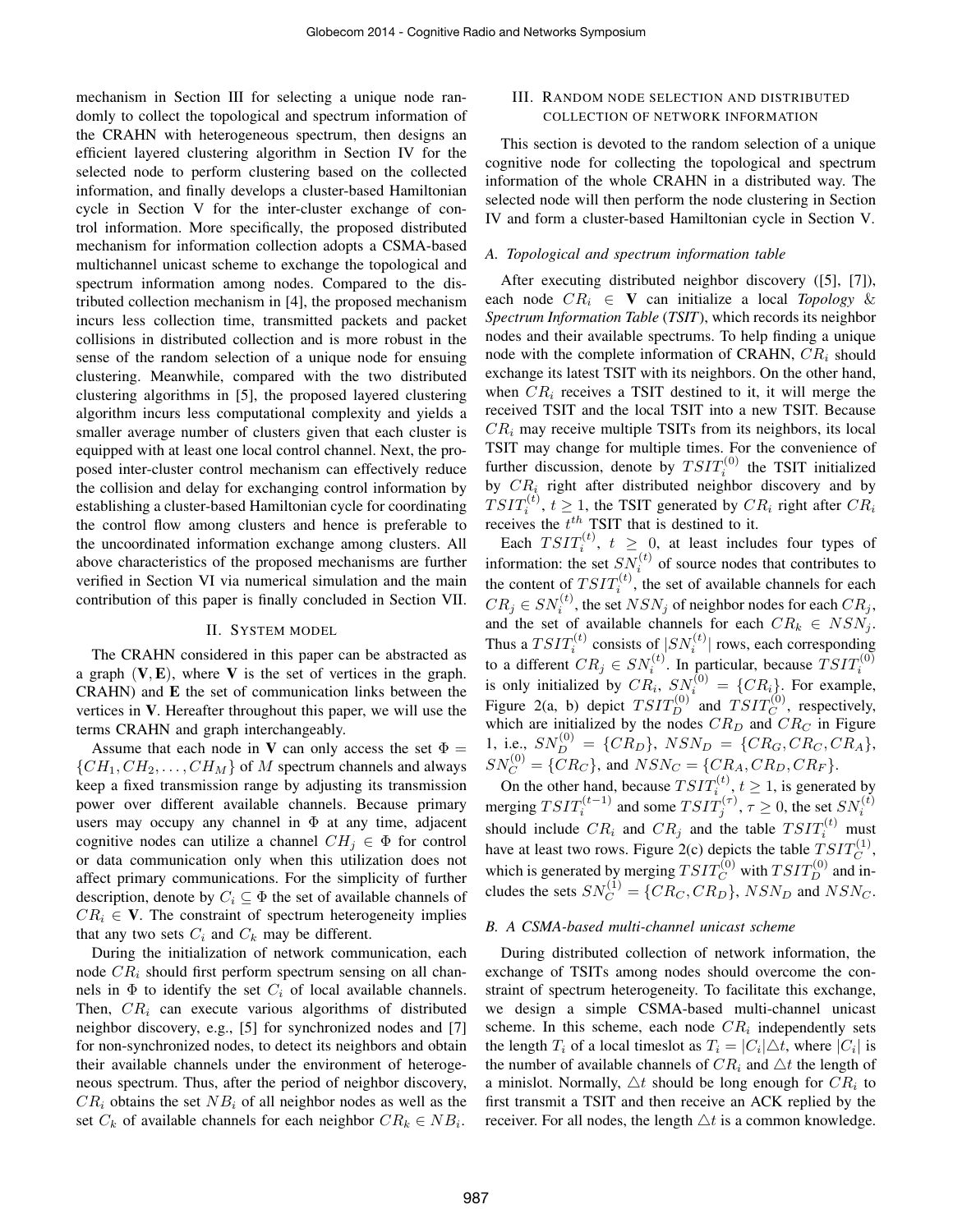mechanism in Section III for selecting a unique node randomly to collect the topological and spectrum information of the CRAHN with heterogeneous spectrum, then designs an efficient layered clustering algorithm in Section IV for the selected node to perform clustering based on the collected information, and finally develops a cluster-based Hamiltonian cycle in Section V for the inter-cluster exchange of control information. More specifically, the proposed distributed mechanism for information collection adopts a CSMA-based multichannel unicast scheme to exchange the topological and spectrum information among nodes. Compared to the distributed collection mechanism in [4], the proposed mechanism incurs less collection time, transmitted packets and packet collisions in distributed collection and is more robust in the sense of the random selection of a unique node for ensuing clustering. Meanwhile, compared with the two distributed clustering algorithms in [5], the proposed layered clustering algorithm incurs less computational complexity and yields a smaller average number of clusters given that each cluster is equipped with at least one local control channel. Next, the proposed inter-cluster control mechanism can effectively reduce the collision and delay for exchanging control information by establishing a cluster-based Hamiltonian cycle for coordinating the control flow among clusters and hence is preferable to the uncoordinated information exchange among clusters. All above characteristics of the proposed mechanisms are further verified in Section VI via numerical simulation and the main contribution of this paper is finally concluded in Section VII.

## II. System model

The CRAHN considered in this paper can be abstracted as a graph $(\mathbf{V}, \mathbf{E})$, where $\mathbf{V}$ is the set of vertices in the graph. CRAHN) and $\mathbf{E}$ the set of communication links between the vertices in $\mathbf{V}$. Hereafter throughout this paper, we will use the terms CRAHN and graph interchangeably.

Assume that each node in $\mathbf{V}$ can only access the set $\Phi = \{CH_1, CH_2, \ldots, CH_M\}$ of $M$ spectrum channels and always keep a fixed transmission range by adjusting its transmission power over different available channels. Because primary users may occupy any channel in $\Phi$ at any time, adjacent cognitive nodes can utilize a channel $CH_j \in \Phi$ for control or data communication only when this utilization does not affect primary communications. For the simplicity of further description, denote by $C_i \subseteq \Phi$ the set of available channels of $CR_i \in \mathbf{V}$. The constraint of spectrum heterogeneity implies that any two sets $C_i$ and $C_k$ may be different.

During the initialization of network communication, each node $CR_i$ should first perform spectrum sensing on all channels in $\Phi$ to identify the set $C_i$ of local available channels. Then, $CR_i$ can execute various algorithms of distributed neighbor discovery, e.g., [5] for synchronized nodes and [7] for non-synchronized nodes, to detect its neighbors and obtain their available channels under the environment of heterogeneous spectrum. Thus, after the period of neighbor discovery, $CR_i$ obtains the set $NB_i$ of all neighbor nodes as well as the set $C_k$ of available channels for each neighbor $CR_k \in NB_i$.

## III. Random node selection and distributed collection of network information

This section is devoted to the random selection of a unique cognitive node for collecting the topological and spectrum information of the whole CRAHN in a distributed way. The selected node will then perform the node clustering in Section IV and form a cluster-based Hamiltonian cycle in Section V.

### A. Topological and spectrum information table

After executing distributed neighbor discovery ([5], [7]), each node $CR_i \in \mathbf{V}$ can initialize a local *Topology & Spectrum Information Table* (*TSIT*), which records its neighbor nodes and their available spectrums. To help finding a unique node with the complete information of CRAHN, $CR_i$ should exchange its latest TSIT with its neighbors. On the other hand, when $CR_i$ receives a TSIT destined to it, it will merge the received TSIT and the local TSIT into a new TSIT. Because $CR_i$ may receive multiple TSITs from its neighbors, its local TSIT may change for multiple times. For the convenience of further discussion, denote by $TSIT_i^{(0)}$ the TSIT initialized by $CR_i$ right after distributed neighbor discovery and by $TSIT_i^{(t)}$, $t \geq 1$, the TSIT generated by $CR_i$ right after $CR_i$ receives the $t^{th}$ TSIT that is destined to it.

Each $TSIT_i^{(t)}$, $t \geq 0$, at least includes four types of information: the set $SN_i^{(t)}$ of source nodes that contributes to the content of $TSIT_i^{(t)}$, the set of available channels for each $CR_j \in SN_i^{(t)}$, the set $NSN_j$ of neighbor nodes for each $CR_j$, and the set of available channels for each $CR_k \in NSN_j$. Thus a $TSIT_i^{(t)}$ consists of $|SN_i^{(t)}|$ rows, each corresponding to a different $CR_j \in SN_i^{(t)}$. In particular, because $TSIT_i^{(0)}$ is only initialized by $CR_i$, $SN_i^{(0)} = \{CR_i\}$. For example, Figure 2(a, b) depict $TSIT_D^{(0)}$ and $TSIT_C^{(0)}$, respectively, which are initialized by the nodes $CR_D$ and $CR_C$ in Figure 1, i.e., $SN_D^{(0)} = \{CR_D\}$, $NSN_D = \{CR_G, CR_C, CR_A\}$, $SN_C^{(0)} = \{CR_C\}$, and $NSN_C = \{CR_A, CR_D, CR_F\}$.

On the other hand, because $TSIT_i^{(t)}, t \geq 1$, is generated by merging $TSIT_i^{(t-1)}$ and some $TSIT_j^{(\tau)}$, $\tau \geq 0$, the set $SN_i^{(t)}$ should include $CR_i$ and $CR_j$ and the table $TSIT_i^{(t)}$ must have at least two rows. Figure 2(c) depicts the table $TSIT_C^{(1)}$, which is generated by merging $TSIT_C^{(0)}$ with $TSIT_D^{(0)}$ and includes the sets $SN_C^{(1)} = \{CR_C, CR_D\}$, $NSN_D$ and $NSN_C$.

### B. A CSMA-based multi-channel unicast scheme

During distributed collection of network information, the exchange of TSITs among nodes should overcome the constraint of spectrum heterogeneity. To facilitate this exchange, we design a simple CSMA-based multi-channel unicast scheme. In this scheme, each node $CR_i$ independently sets the length $T_i$ of a local timeslot as $T_i = |C_i| \triangle t$, where $|C_i|$ is the number of available channels of $CR_i$ and $\triangle t$ the length of a minislot. Normally, $\triangle t$ should be long enough for $CR_i$ to first transmit a TSIT and then receive an ACK replied by the receiver. For all nodes, the length $\triangle t$ is a common knowledge.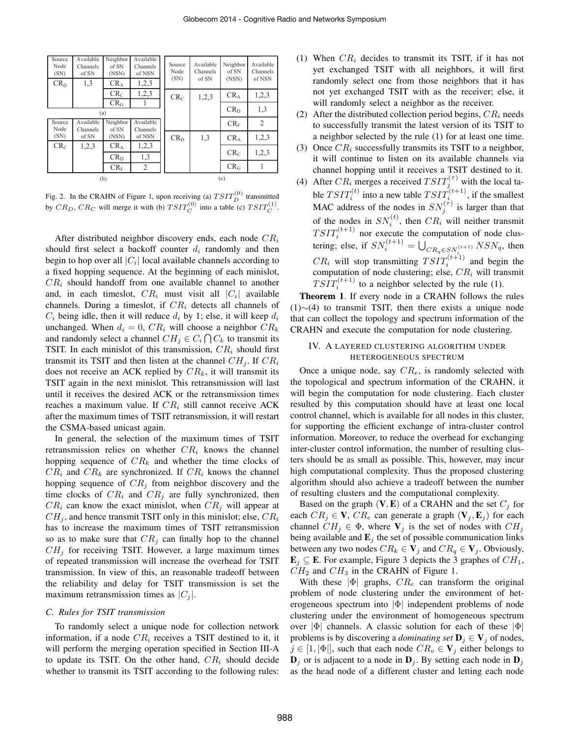| Source Node (SN) | Available Channels of SN | Neighbor of SN (NSN) | Available Channels of NSN |
|---|---|---|---|
| $CR_D$ | 1,3 | $CR_A$ | 1,2,3 |
| | | $CR_C$ | 1,2,3 |
| | | $CR_G$ | 1 |

(a)

| Source Node (SN) | Available Channels of SN | Neighbor of SN (NSN) | Available Channels of NSN |
|---|---|---|---|
| $CR_C$ | 1,2,3 | $CR_A$ | 1,2,3 |
| | | $CR_D$ | 1,3 |
| | | $CR_F$ | 2 |

(b)

| Source Node (SN) | Available Channels of SN | Neighbor of SN (NSN) | Available Channels of NSN |
|---|---|---|---|
| $CR_C$ | 1,2,3 | $CR_A$ | 1,2,3 |
| | | $CR_D$ | 1,3 |
| | | $CR_F$ | 2 |
| $CR_D$ | 1,3 | $CR_A$ | 1,2,3 |
| | | $CR_C$ | 1,2,3 |
| | | $CR_G$ | 1 |

(c)

Fig. 2. In the CRAHN of Figure 1, upon receiving (a) $TSIT_D^{(0)}$ transmitted by $CR_D$, $CR_C$ will merge it with (b) $TSIT_C^{(0)}$ into a table (c) $TSIT_C^{(1)}$.

After distributed neighbor discovery ends, each node $CR_i$ should first select a backoff counter $d_i$ randomly and then begin to hop over all $|C_i|$ local available channels according to a fixed hopping sequence. At the beginning of each minislot, $CR_i$ should handoff from one available channel to another and, in each timeslot, $CR_i$ must visit all $|C_i|$ available channels. During a timeslot, if $CR_i$ detects all channels of $C_i$ being idle, then it will reduce $d_i$ by 1; else, it will keep $d_i$ unchanged. When $d_i = 0$, $CR_i$ will choose a neighbor $CR_k$ and randomly select a channel $CH_j \in C_i \bigcap C_k$ to transmit its TSIT. In each minislot of this transmission, $CR_i$ should first transmit its TSIT and then listen at the channel $CH_j$. If $CR_i$ does not receive an ACK replied by $CR_k$, it will transmit its TSIT again in the next minislot. This retransmission will last until it receives the desired ACK or the retransmission times reaches a maximum value. If $CR_i$ still cannot receive ACK after the maximum times of TSIT retransmission, it will restart the CSMA-based unicast again.

In general, the selection of the maximum times of TSIT retransmission relies on whether $CR_i$ knows the channel hopping sequence of $CR_k$ and whether the time clocks of $CR_i$ and $CR_k$ are synchronized. If $CR_i$ knows the channel hopping sequence of $CR_j$ from neighbor discovery and the time clocks of $CR_i$ and $CR_j$ are fully synchronized, then $CR_i$ can know the exact minislot, when $CR_j$ will appear at $CH_j$, and hence transmit TSIT only in this minislot; else, $CR_i$ has to increase the maximum times of TSIT retransmission so as to make sure that $CR_j$ can finally hop to the channel $CH_j$ for receiving TSIT. However, a large maximum times of repeated transmission will increase the overhead for TSIT transmission. In view of this, an reasonable tradeoff between the reliability and delay for TSIT transmission is set the maximum retransmission times as $|C_j|$.

### C. Rules for TSIT transmission

To randomly select a unique node for collection network information, if a node $CR_i$ receives a TSIT destined to it, it will perform the merging operation specified in Section III-A to update its TSIT. On the other hand, $CR_i$ should decide whether to transmit its TSIT according to the following rules:

(1) When $CR_i$ decides to transmit its TSIT, if it has not yet exchanged TSIT with all neighbors, it will first randomly select one from those neighbors that it has not yet exchanged TSIT with as the receiver; else, it will randomly select a neighbor as the receiver.

(2) After the distributed collection period begins, $CR_i$ needs to successfully transmit the latest version of its TSIT to a neighbor selected by the rule (1) for at least one time.

(3) Once $CR_i$ successfully transmits its TSIT to a neighbor, it will continue to listen on its available channels via channel hopping until it receives a TSIT destined to it.

(4) After $CR_i$ merges a received $TSIT_j^{(\tau)}$ with the local table $TSIT_i^{(t)}$ into a new table $TSIT_i^{(t+1)}$, if the smallest MAC address of the nodes in $SN_j^{(\tau)}$ is larger than that of the nodes in $SN_i^{(t)}$, then $CR_i$ will neither transmit $TSIT_i^{(t+1)}$ nor execute the computation of node clustering; else, if $SN_i^{(t+1)} = \bigcup_{CR_q \in SN_i^{(t+1)}} NSN_q$, then $CR_i$ will stop transmitting $TSIT_i^{(t+1)}$ and begin the computation of node clustering; else, $CR_i$ will transmit $TSIT_i^{(t+1)}$ to a neighbor selected by the rule (1).

**Theorem 1**. If every node in a CRAHN follows the rules (1)∼(4) to transmit TSIT, then there exists a unique node that can collect the topology and spectrum information of the CRAHN and execute the computation for node clustering.

## IV. A LAYERED CLUSTERING ALGORITHM UNDER HETEROGENEOUS SPECTRUM

Once a unique node, say $CR_e$, is randomly selected with the topological and spectrum information of the CRAHN, it will begin the computation for node clustering. Each cluster resulted by this computation should have at least one local control channel, which is available for all nodes in this cluster, for supporting the efficient exchange of intra-cluster control information. Moreover, to reduce the overhead for exchanging inter-cluster control information, the number of resulting clusters should be as small as possible. This, however, may incur high computational complexity. Thus the proposed clustering algorithm should also achieve a tradeoff between the number of resulting clusters and the computational complexity.

Based on the graph $(\mathbf{V}, \mathbf{E})$ of a CRAHN and the set $C_j$ for each $CR_j \in \mathbf{V}$, $CR_e$ can generate a graph $(\mathbf{V}_j, \mathbf{E}_j)$ for each channel $CH_j \in \Phi$, where $\mathbf{V}_j$ is the set of nodes with $CH_j$ being available and $\mathbf{E}_j$ the set of possible communication links between any two nodes $CR_k \in \mathbf{V}_j$ and $CR_q \in \mathbf{V}_j$. Obviously, $\mathbf{E}_j \subseteq \mathbf{E}$. For example, Figure 3 depicts the 3 graphes of $CH_1$, $CH_2$ and $CH_3$ in the CRAHN of Figure 1.

With these $|\Phi|$ graphs, $CR_e$ can transform the original problem of node clustering under the environment of heterogeneous spectrum into $|\Phi|$ independent problems of node clustering under the environment of homogeneous spectrum over $|\Phi|$ channels. A classic solution for each of these $|\Phi|$ problems is by discovering a *dominating set* $\mathbf{D}_j \in \mathbf{V}_j$ of nodes, $j \in [1, |\Phi|]$, such that each node $CR_v \in \mathbf{V}_j$ either belongs to $\mathbf{D}_j$ or is adjacent to a node in $\mathbf{D}_j$. By setting each node in $\mathbf{D}_j$ as the head node of a different cluster and letting each node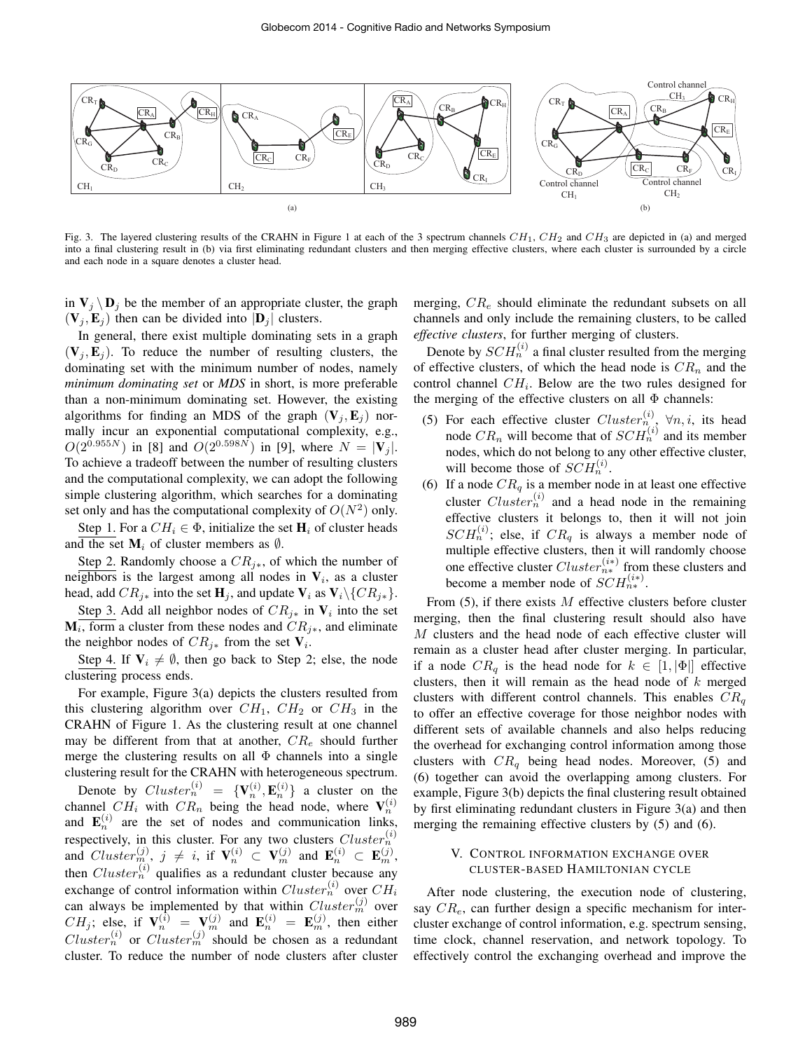Fig. 3. The layered clustering results of the CRAHN in Figure 1 at each of the 3 spectrum channels $CH_1$, $CH_2$ and $CH_3$ are depicted in (a) and merged into a final clustering result in (b) via first eliminating redundant clusters and then merging effective clusters, where each cluster is surrounded by a circle and each node in a square denotes a cluster head.

in $\mathbf{V}_j \setminus \mathbf{D}_j$ be the member of an appropriate cluster, the graph $(\mathbf{V}_j, \mathbf{E}_j)$ then can be divided into $|\mathbf{D}_j|$ clusters.

In general, there exist multiple dominating sets in a graph $(\mathbf{V}_j, \mathbf{E}_j)$. To reduce the number of resulting clusters, the dominating set with the minimum number of nodes, namely ***minimum dominating set*** or ***MDS*** in short, is more preferable than a non-minimum dominating set. However, the existing algorithms for finding an MDS of the graph $(\mathbf{V}_j, \mathbf{E}_j)$ normally incur an exponential computational complexity, e.g., $O(2^{0.955N})$ in [8] and $O(2^{0.598N})$ in [9], where $N = |\mathbf{V}_j|$. To achieve a tradeoff between the number of resulting clusters and the computational complexity, we can adopt the following simple clustering algorithm, which searches for a dominating set only and has the computational complexity of $O(N^2)$ only.

Step 1. For a $CH_i \in \Phi$, initialize the set $\mathbf{H}_i$ of cluster heads and the set $\mathbf{M}_i$ of cluster members as $\emptyset$.

Step 2. Randomly choose a $CR_{j*}$, of which the number of neighbors is the largest among all nodes in $\mathbf{V}_i$, as a cluster head, add $CR_{j*}$ into the set $\mathbf{H}_j$, and update $\mathbf{V}_i$ as $\mathbf{V}_i \backslash \{CR_{j*}\}$.

Step 3. Add all neighbor nodes of $CR_{j*}$ in $\mathbf{V}_i$ into the set $\mathbf{M}_i$, form a cluster from these nodes and $CR_{j*}$, and eliminate the neighbor nodes of $CR_{j*}$ from the set $\mathbf{V}_i$.

Step 4. If $\mathbf{V}_i \neq \emptyset$, then go back to Step 2; else, the node clustering process ends.

For example, Figure 3(a) depicts the clusters resulted from this clustering algorithm over $CH_1$, $CH_2$ or $CH_3$ in the CRAHN of Figure 1. As the clustering result at one channel may be different from that at another, $CR_e$ should further merge the clustering results on all $\Phi$ channels into a single clustering result for the CRAHN with heterogeneous spectrum.

Denote by $Cluster_n^{(i)} = \{\mathbf{V}_n^{(i)}, \mathbf{E}_n^{(i)}\}$ a cluster on the channel $CH_i$ with $CR_n$ being the head node, where $\mathbf{V}_n^{(i)}$ and $\mathbf{E}_n^{(i)}$ are the set of nodes and communication links, respectively, in this cluster. For any two clusters $Cluster_n^{(i)}$ and $Cluster_m^{(j)}$, $j \neq i$, if $\mathbf{V}_n^{(i)} \subset \mathbf{V}_m^{(j)}$ and $\mathbf{E}_n^{(i)} \subset \mathbf{E}_m^{(j)}$, then $Cluster_n^{(i)}$ qualifies as a redundant cluster because any exchange of control information within $Cluster_n^{(i)}$ over $CH_i$ can always be implemented by that within $Cluster_m^{(j)}$ over $CH_j$; else, if $\mathbf{V}_n^{(i)} = \mathbf{V}_m^{(j)}$ and $\mathbf{E}_n^{(i)} = \mathbf{E}_m^{(j)}$, then either $Cluster_n^{(i)}$ or $Cluster_m^{(j)}$ should be chosen as a redundant cluster. To reduce the number of node clusters after cluster merging, $CR_e$ should eliminate the redundant subsets on all channels and only include the remaining clusters, to be called *effective clusters*, for further merging of clusters.

Denote by $SCH_n^{(i)}$ a final cluster resulted from the merging of effective clusters, of which the head node is $CR_n$ and the control channel $CH_i$. Below are the two rules designed for the merging of the effective clusters on all $\Phi$ channels:

(5) For each effective cluster $Cluster_n^{(i)}$, $\forall n, i$, its head node $CR_n$ will become that of $SCH_n^{(i)}$ and its member nodes, which do not belong to any other effective cluster, will become those of $SCH_n^{(i)}$.

(6) If a node $CR_q$ is a member node in at least one effective cluster $Cluster_n^{(i)}$ and a head node in the remaining effective clusters it belongs to, then it will not join $SCH_n^{(i)}$; else, if $CR_q$ is always a member node of multiple effective clusters, then it will randomly choose one effective cluster $Cluster_{n*}^{(i*)}$ from these clusters and become a member node of $SCH_{n*}^{(i*)}$.

From (5), if there exists $M$ effective clusters before cluster merging, then the final clustering result should also have $M$ clusters and the head node of each effective cluster will remain as a cluster head after cluster merging. In particular, if a node $CR_q$ is the head node for $k \in [1, |\Phi|]$ effective clusters, then it will remain as the head node of $k$ merged clusters with different control channels. This enables $CR_q$ to offer an effective coverage for those neighbor nodes with different sets of available channels and also helps reducing the overhead for exchanging control information among those clusters with $CR_q$ being head nodes. Moreover, (5) and (6) together can avoid the overlapping among clusters. For example, Figure 3(b) depicts the final clustering result obtained by first eliminating redundant clusters in Figure 3(a) and then merging the remaining effective clusters by (5) and (6).

## V. Control information exchange over cluster-based Hamiltonian cycle

After node clustering, the execution node of clustering, say $CR_e$, can further design a specific mechanism for inter-cluster exchange of control information, e.g. spectrum sensing, time clock, channel reservation, and network topology. To effectively control the exchanging overhead and improve the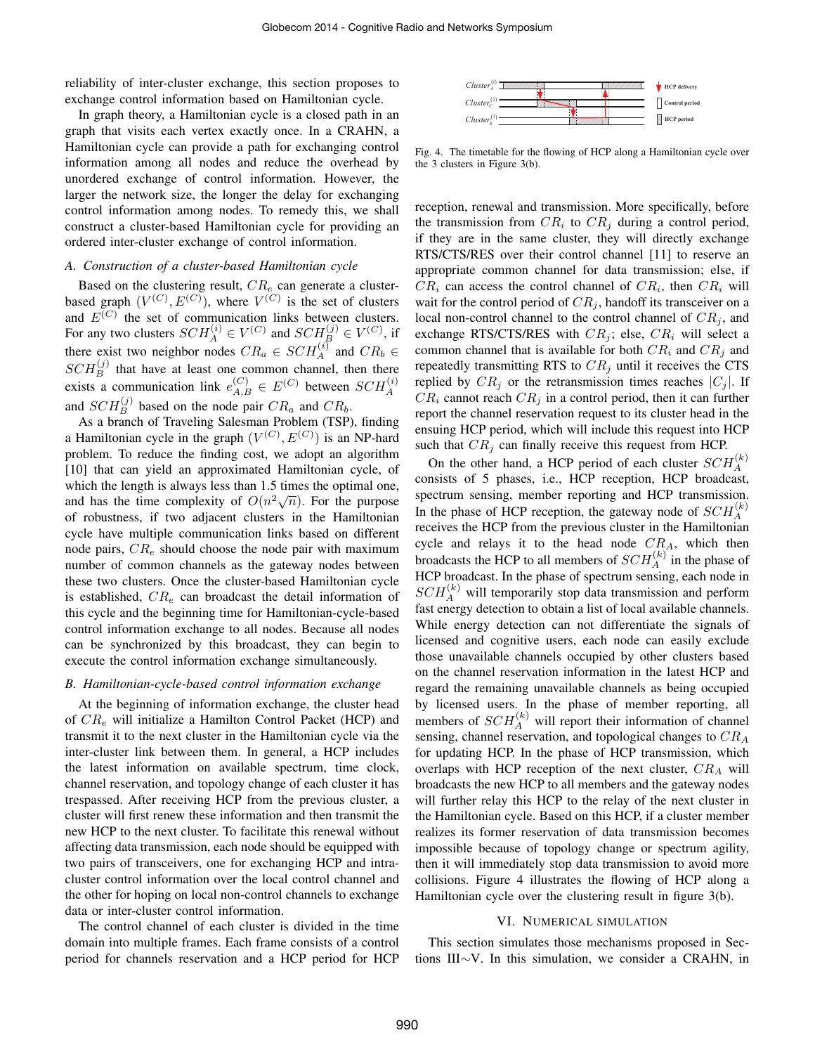reliability of inter-cluster exchange, this section proposes to exchange control information based on Hamiltonian cycle.

In graph theory, a Hamiltonian cycle is a closed path in an graph that visits each vertex exactly once. In a CRAHN, a Hamiltonian cycle can provide a path for exchanging control information among all nodes and reduce the overhead by unordered exchange of control information. However, the larger the network size, the longer the delay for exchanging control information among nodes. To remedy this, we shall construct a cluster-based Hamiltonian cycle for providing an ordered inter-cluster exchange of control information.

### *A. Construction of a cluster-based Hamiltonian cycle*

Based on the clustering result, $CR_e$ can generate a cluster-based graph $(V^{(C)}, E^{(C)})$, where $V^{(C)}$ is the set of clusters and $E^{(C)}$ the set of communication links between clusters. For any two clusters $SCH_A^{(i)} \in V^{(C)}$ and $SCH_B^{(j)} \in V^{(C)}$, if there exist two neighbor nodes $CR_a \in SCH_A^{(i)}$ and $CR_b \in SCH_B^{(j)}$ that have at least one common channel, then there exists a communication link $e_{A,B}^{(C)} \in E^{(C)}$ between $SCH_A^{(i)}$ and $SCH_B^{(j)}$ based on the node pair $CR_a$ and $CR_b$.

As a branch of Traveling Salesman Problem (TSP), finding a Hamiltonian cycle in the graph $(V^{(C)}, E^{(C)})$ is an NP-hard problem. To reduce the finding cost, we adopt an algorithm [10] that can yield an approximated Hamiltonian cycle, of which the length is always less than 1.5 times the optimal one, and has the time complexity of $O(n^2\sqrt{n})$. For the purpose of robustness, if two adjacent clusters in the Hamiltonian cycle have multiple communication links based on different node pairs, $CR_e$ should choose the node pair with maximum number of common channels as the gateway nodes between these two clusters. Once the cluster-based Hamiltonian cycle is established, $CR_e$ can broadcast the detail information of this cycle and the beginning time for Hamiltonian-cycle-based control information exchange to all nodes. Because all nodes can be synchronized by this broadcast, they can begin to execute the control information exchange simultaneously.

### *B. Hamiltonian-cycle-based control information exchange*

At the beginning of information exchange, the cluster head of $CR_e$ will initialize a Hamilton Control Packet (HCP) and transmit it to the next cluster in the Hamiltonian cycle via the inter-cluster link between them. In general, a HCP includes the latest information on available spectrum, time clock, channel reservation, and topology change of each cluster it has trespassed. After receiving HCP from the previous cluster, a cluster will first renew these information and then transmit the new HCP to the next cluster. To facilitate this renewal without affecting data transmission, each node should be equipped with two pairs of transceivers, one for exchanging HCP and intra-cluster control information over the local control channel and the other for hoping on local non-control channels to exchange data or inter-cluster control information.

The control channel of each cluster is divided in the time domain into multiple frames. Each frame consists of a control period for channels reservation and a HCP period for HCP reception, renewal and transmission. More specifically, before the transmission from $CR_i$ to $CR_j$ during a control period, if they are in the same cluster, they will directly exchange RTS/CTS/RES over their control channel [11] to reserve an appropriate common channel for data transmission; else, if $CR_i$ can access the control channel of $CR_i$, then $CR_i$ will wait for the control period of $CR_j$, handoff its transceiver on a local non-control channel to the control channel of $CR_j$, and exchange RTS/CTS/RES with $CR_j$; else, $CR_i$ will select a common channel that is available for both $CR_i$ and $CR_j$ and repeatedly transmitting RTS to $CR_j$ until it receives the CTS replied by $CR_j$ or the retransmission times reaches $|C_j|$. If $CR_i$ cannot reach $CR_j$ in a control period, then it can further report the channel reservation request to its cluster head in the ensuing HCP period, which will include this request into HCP such that $CR_j$ can finally receive this request from HCP.

On the other hand, a HCP period of each cluster $SCH_A^{(k)}$ consists of 5 phases, i.e., HCP reception, HCP broadcast, spectrum sensing, member reporting and HCP transmission. In the phase of HCP reception, the gateway node of $SCH_A^{(k)}$ receives the HCP from the previous cluster in the Hamiltonian cycle and relays it to the head node $CR_A$, which then broadcasts the HCP to all members of $SCH_A^{(k)}$ in the phase of HCP broadcast. In the phase of spectrum sensing, each node in $SCH_A^{(k)}$ will temporarily stop data transmission and perform fast energy detection to obtain a list of local available channels. While energy detection can not differentiate the signals of licensed and cognitive users, each node can easily exclude those unavailable channels occupied by other clusters based on the channel reservation information in the latest HCP and regard the remaining unavailable channels as being occupied by licensed users. In the phase of member reporting, all members of $SCH_A^{(k)}$ will report their information of channel sensing, channel reservation, and topological changes to $CR_A$ for updating HCP. In the phase of HCP transmission, which overlaps with HCP reception of the next cluster, $CR_A$ will broadcasts the new HCP to all members and the gateway nodes will further relay this HCP to the relay of the next cluster in the Hamiltonian cycle. Based on this HCP, if a cluster member realizes its former reservation of data transmission becomes impossible because of topology change or spectrum agility, then it will immediately stop data transmission to avoid more collisions. Figure 4 illustrates the flowing of HCP along a Hamiltonian cycle over the clustering result in figure 3(b).

Fig. 4. The timetable for the flowing of HCP along a Hamiltonian cycle over the 3 clusters in Figure 3(b).

## VI. Numerical Simulation

This section simulates those mechanisms proposed in Sections III∼V. In this simulation, we consider a CRAHN, in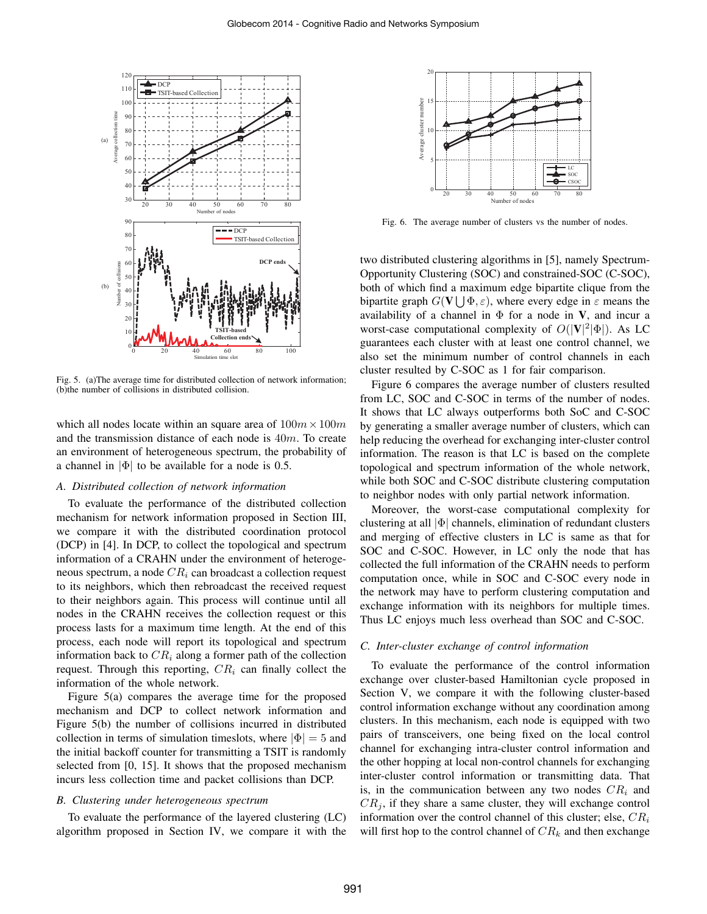Fig. 5. (a)The average time for distributed collection of network information; (b)the number of collisions in distributed collision.

which all nodes locate within an square area of $100m \times 100m$ and the transmission distance of each node is $40m$. To create an environment of heterogeneous spectrum, the probability of a channel in $|\Phi|$ to be available for a node is 0.5.

### A. Distributed collection of network information

To evaluate the performance of the distributed collection mechanism for network information proposed in Section III, we compare it with the distributed coordination protocol (DCP) in [4]. In DCP, to collect the topological and spectrum information of a CRAHN under the environment of heterogeneous spectrum, a node $CR_i$ can broadcast a collection request to its neighbors, which then rebroadcast the received request to their neighbors again. This process will continue until all nodes in the CRAHN receives the collection request or this process lasts for a maximum time length. At the end of this process, each node will report its topological and spectrum information back to $CR_i$ along a former path of the collection request. Through this reporting, $CR_i$ can finally collect the information of the whole network.

Figure 5(a) compares the average time for the proposed mechanism and DCP to collect network information and Figure 5(b) the number of collisions incurred in distributed collection in terms of simulation timeslots, where $|\Phi| = 5$ and the initial backoff counter for transmitting a TSIT is randomly selected from [0, 15]. It shows that the proposed mechanism incurs less collection time and packet collisions than DCP.

### B. Clustering under heterogeneous spectrum

To evaluate the performance of the layered clustering (LC) algorithm proposed in Section IV, we compare it with the two distributed clustering algorithms in [5], namely Spectrum-Opportunity Clustering (SOC) and constrained-SOC (C-SOC), both of which find a maximum edge bipartite clique from the bipartite graph $G(\mathbf{V} \bigcup \Phi, \varepsilon)$, where every edge in $\varepsilon$ means the availability of a channel in $\Phi$ for a node in $\mathbf{V}$, and incur a worst-case computational complexity of $O(|\mathbf{V}|^2|\Phi|)$. As LC guarantees each cluster with at least one control channel, we also set the minimum number of control channels in each cluster resulted by C-SOC as 1 for fair comparison.

Fig. 6. The average number of clusters vs the number of nodes.

Figure 6 compares the average number of clusters resulted from LC, SOC and C-SOC in terms of the number of nodes. It shows that LC always outperforms both SoC and C-SOC by generating a smaller average number of clusters, which can help reducing the overhead for exchanging inter-cluster control information. The reason is that LC is based on the complete topological and spectrum information of the whole network, while both SOC and C-SOC distribute clustering computation to neighbor nodes with only partial network information.

Moreover, the worst-case computational complexity for clustering at all $|\Phi|$ channels, elimination of redundant clusters and merging of effective clusters in LC is same as that for SOC and C-SOC. However, in LC only the node that has collected the full information of the CRAHN needs to perform computation once, while in SOC and C-SOC every node in the network may have to perform clustering computation and exchange information with its neighbors for multiple times. Thus LC enjoys much less overhead than SOC and C-SOC.

### C. Inter-cluster exchange of control information

To evaluate the performance of the control information exchange over cluster-based Hamiltonian cycle proposed in Section V, we compare it with the following cluster-based control information exchange without any coordination among clusters. In this mechanism, each node is equipped with two pairs of transceivers, one being fixed on the local control channel for exchanging intra-cluster control information and the other hopping at local non-control channels for exchanging inter-cluster control information or transmitting data. That is, in the communication between any two nodes $CR_i$ and $CR_j$, if they share a same cluster, they will exchange control information over the control channel of this cluster; else, $CR_i$ will first hop to the control channel of $CR_k$ and then exchange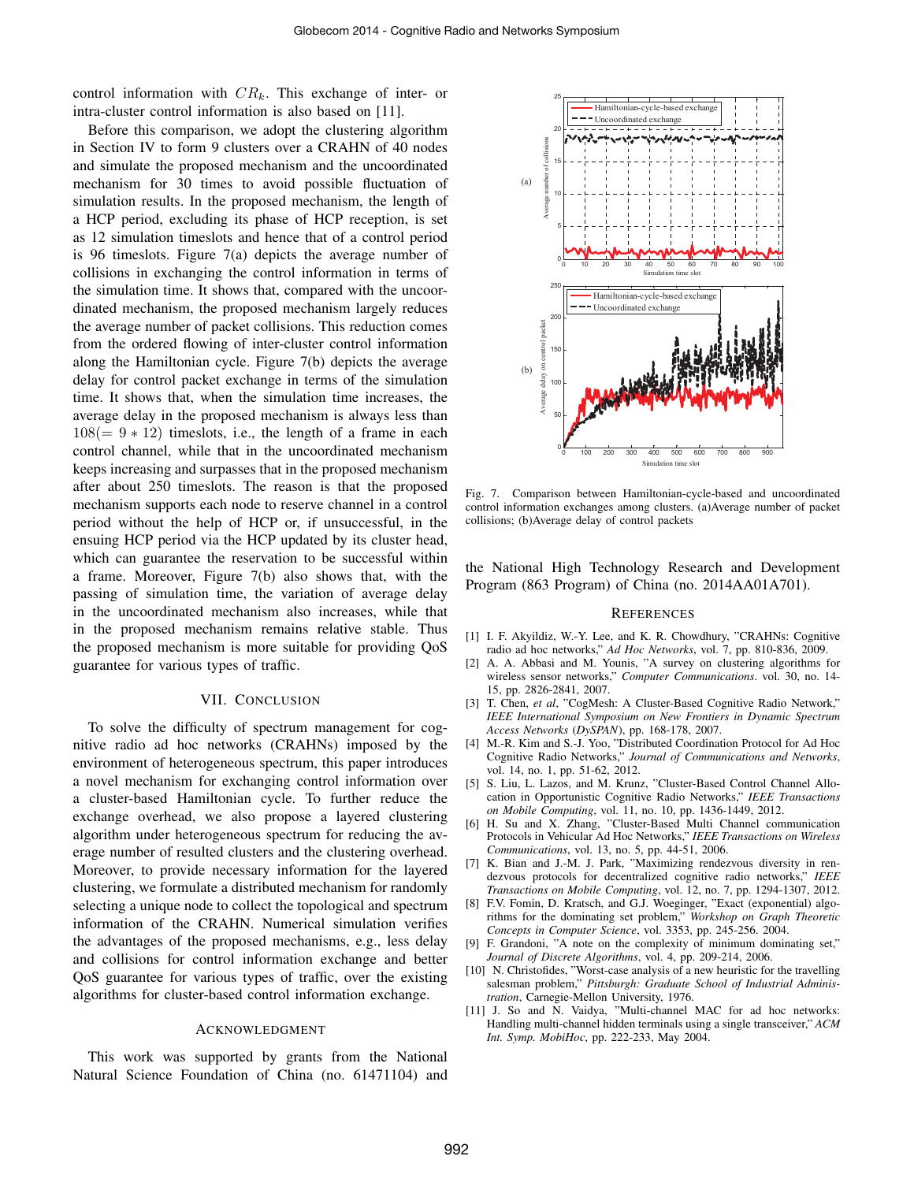control information with $CR_k$. This exchange of inter- or intra-cluster control information is also based on [11].

Before this comparison, we adopt the clustering algorithm in Section IV to form 9 clusters over a CRAHN of 40 nodes and simulate the proposed mechanism and the uncoordinated mechanism for 30 times to avoid possible fluctuation of simulation results. In the proposed mechanism, the length of a HCP period, excluding its phase of HCP reception, is set as 12 simulation timeslots and hence that of a control period is 96 timeslots. Figure 7(a) depicts the average number of collisions in exchanging the control information in terms of the simulation time. It shows that, compared with the uncoordinated mechanism, the proposed mechanism largely reduces the average number of packet collisions. This reduction comes from the ordered flowing of inter-cluster control information along the Hamiltonian cycle. Figure 7(b) depicts the average delay for control packet exchange in terms of the simulation time. It shows that, when the simulation time increases, the average delay in the proposed mechanism is always less than $108 (= 9 * 12)$ timeslots, i.e., the length of a frame in each control channel, while that in the uncoordinated mechanism keeps increasing and surpasses that in the proposed mechanism after about 250 timeslots. The reason is that the proposed mechanism supports each node to reserve channel in a control period without the help of HCP or, if unsuccessful, in the ensuing HCP period via the HCP updated by its cluster head, which can guarantee the reservation to be successful within a frame. Moreover, Figure 7(b) also shows that, with the passing of simulation time, the variation of average delay in the uncoordinated mechanism also increases, while that in the proposed mechanism remains relative stable. Thus the proposed mechanism is more suitable for providing QoS guarantee for various types of traffic.

## VII. Conclusion

To solve the difficulty of spectrum management for cognitive radio ad hoc networks (CRAHNs) imposed by the environment of heterogeneous spectrum, this paper introduces a novel mechanism for exchanging control information over a cluster-based Hamiltonian cycle. To further reduce the exchange overhead, we also propose a layered clustering algorithm under heterogeneous spectrum for reducing the average number of resulted clusters and the clustering overhead. Moreover, to provide necessary information for the layered clustering, we formulate a distributed mechanism for randomly selecting a unique node to collect the topological and spectrum information of the CRAHN. Numerical simulation verifies the advantages of the proposed mechanisms, e.g., less delay and collisions for control information exchange and better QoS guarantee for various types of traffic, over the existing algorithms for cluster-based control information exchange.

## Acknowledgment

This work was supported by grants from the National Natural Science Foundation of China (no. 61471104) and the National High Technology Research and Development Program (863 Program) of China (no. 2014AA01A701).

(a)

Hamiltonian-cycle-based exchange
Uncoordinated exchange
Average number of collisions
0 5 10 15 20 25
0 10 20 30 40 50 60 70 80 90 100
Simulation time slot

(b)

Hamiltonian-cycle-based exchange
Uncoordinated exchange
Average delay on control packet
0 50 100 150 200 250
0 100 200 300 400 500 600 700 800 900
Simulation time slot

Fig. 7. Comparison between Hamiltonian-cycle-based and uncoordinated control information exchanges among clusters. (a)Average number of packet collisions; (b)Average delay of control packets

## References

[1] I. F. Akyildiz, W.-Y. Lee, and K. R. Chowdhury, "CRAHNs: Cognitive radio ad hoc networks," *Ad Hoc Networks*, vol. 7, pp. 810-836, 2009.

[2] A. A. Abbasi and M. Younis, "A survey on clustering algorithms for wireless sensor networks," *Computer Communications*. vol. 30, no. 14-15, pp. 2826-2841, 2007.

[3] T. Chen, *et al*, "CogMesh: A Cluster-Based Cognitive Radio Network," *IEEE International Symposium on New Frontiers in Dynamic Spectrum Access Networks (DySPAN)*, pp. 168-178, 2007.

[4] M.-R. Kim and S.-J. Yoo, "Distributed Coordination Protocol for Ad Hoc Cognitive Radio Networks," *Journal of Communications and Networks*, vol. 14, no. 1, pp. 51-62, 2012.

[5] S. Liu, L. Lazos, and M. Krunz, "Cluster-Based Control Channel Allocation in Opportunistic Cognitive Radio Networks," *IEEE Transactions on Mobile Computing*, vol. 11, no. 10, pp. 1436-1449, 2012.

[6] H. Su and X. Zhang, "Cluster-Based Multi Channel communication Protocols in Vehicular Ad Hoc Networks," *IEEE Transactions on Wireless Communications*, vol. 13, no. 5, pp. 44-51, 2006.

[7] K. Bian and J.-M. J. Park, "Maximizing rendezvous diversity in rendezvous protocols for decentralized cognitive radio networks," *IEEE Transactions on Mobile Computing*, vol. 12, no. 7, pp. 1294-1307, 2012.

[8] F.V. Fomin, D. Kratsch, and G.J. Woeginger, "Exact (exponential) algorithms for the dominating set problem," *Workshop on Graph Theoretic Concepts in Computer Science*, vol. 3353, pp. 245-256. 2004.

[9] F. Grandoni, "A note on the complexity of minimum dominating set," *Journal of Discrete Algorithms*, vol. 4, pp. 209-214, 2006.

[10] N. Christofides, "Worst-case analysis of a new heuristic for the travelling salesman problem," *Pittsburgh: Graduate School of Industrial Administration*, Carnegie-Mellon University, 1976.

[11] J. So and N. Vaidya, "Multi-channel MAC for ad hoc networks: Handling multi-channel hidden terminals using a single transceiver," *ACM Int. Symp. MobiHoc*, pp. 222-233, May 2004.